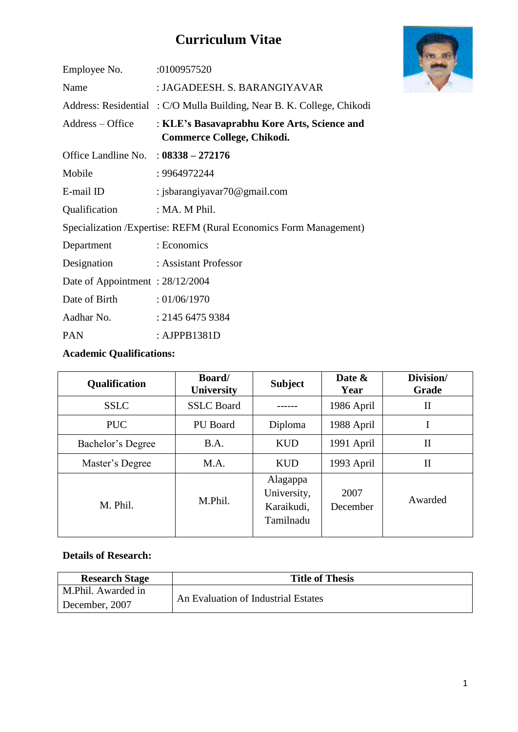# Curriculum Vitae

Employee No. :0100957520

Name : JAGADEESH. S. BARANGIYAVAR

Address: Residential : C/O Mulla Building, Near B. K. College, Chikodi

Address – Office : **KLE's Basavaprabhu Kore Arts, Science and Commerce College, Chikodi.**

Office Landline No. : **08338 – 272176**

Mobile : 9964972244

E-mail ID : jsbarangiyavar70@gmail.com

Qualification : MA. M Phil.

Specialization /Expertise: REFM (Rural Economics Form Management)

Department : Economics

Designation : Assistant Professor

Date of Appointment : 28/12/2004

Date of Birth : 01/06/1970

Aadhar No. : 2145 6475 9384

PAN : AJPPB1381D

**Academic Qualifications:**

| Qualification | Board/ University | Subject | Date & Year | Division/ Grade |
|---|---|---|---|---|
| SSLC | SSLC Board | ------ | 1986 April | II |
| PUC | PU Board | Diploma | 1988 April | I |
| Bachelor's Degree | B.A. | KUD | 1991 April | II |
| Master's Degree | M.A. | KUD | 1993 April | II |
| M. Phil. | M.Phil. | Alagappa University, Karaikudi, Tamilnadu | 2007 December | Awarded |

**Details of Research:**

| Research Stage | Title of Thesis |
|---|---|
| M.Phil. Awarded in December, 2007 | An Evaluation of Industrial Estates |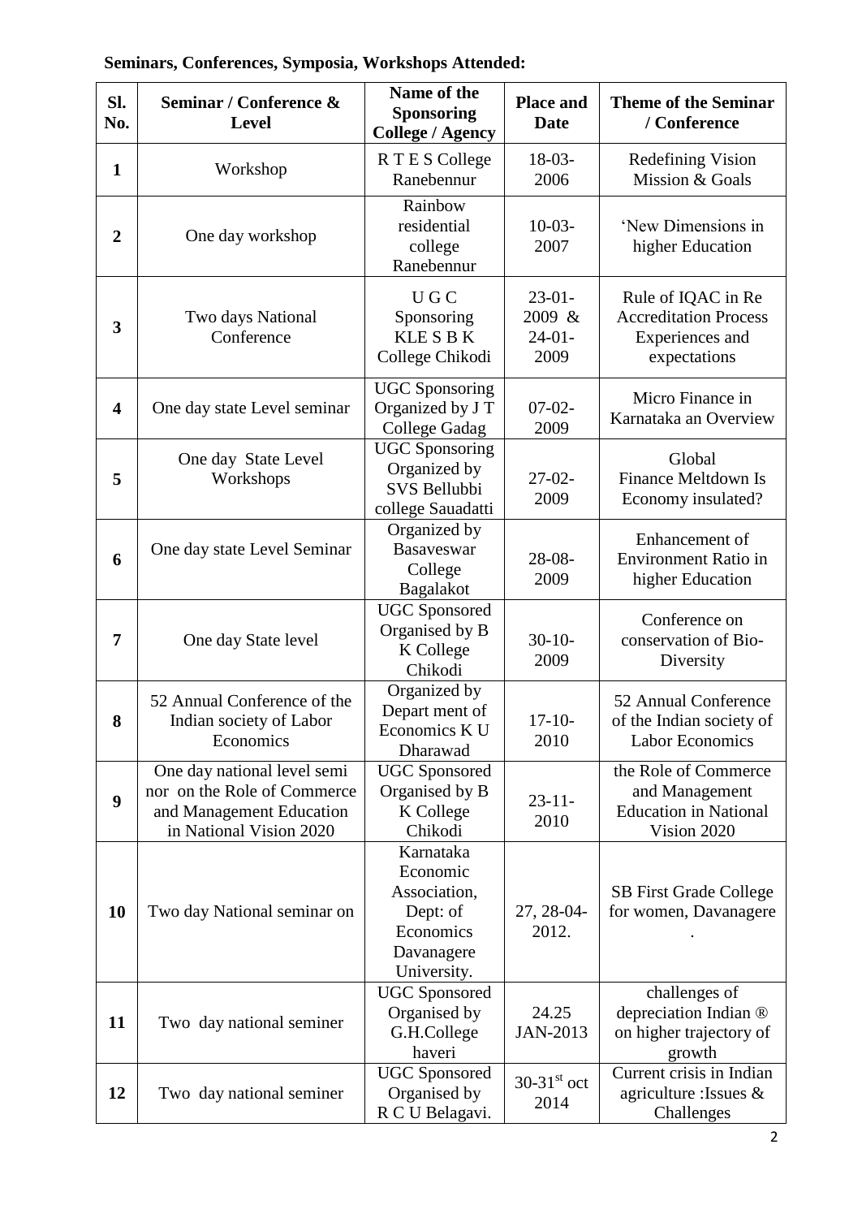**Seminars, Conferences, Symposia, Workshops Attended:**

| Sl. No. | Seminar / Conference & Level | Name of the Sponsoring College / Agency | Place and Date | Theme of the Seminar / Conference |
|---|---|---|---|---|
| 1 | Workshop | R T E S College Ranebennur | 18-03-2006 | Redefining Vision Mission & Goals |
| 2 | One day workshop | Rainbow residential college Ranebennur | 10-03-2007 | 'New Dimensions in higher Education |
| 3 | Two days National Conference | U G C Sponsoring KLE S B K College Chikodi | 23-01-2009 & 24-01-2009 | Rule of IQAC in Re Accreditation Process Experiences and expectations |
| 4 | One day state Level seminar | UGC Sponsoring Organized by J T College Gadag | 07-02-2009 | Micro Finance in Karnataka an Overview |
| 5 | One day State Level Workshops | UGC Sponsoring Organized by SVS Bellubbi college Sauadatti | 27-02-2009 | Global Finance Meltdown Is Economy insulated? |
| 6 | One day state Level Seminar | Organized by Basaveswar College Bagalakot | 28-08-2009 | Enhancement of Environment Ratio in higher Education |
| 7 | One day State level | UGC Sponsored Organised by B K College Chikodi | 30-10-2009 | Conference on conservation of Bio-Diversity |
| 8 | 52 Annual Conference of the Indian society of Labor Economics | Organized by Depart ment of Economics K U Dharawad | 17-10-2010 | 52 Annual Conference of the Indian society of Labor Economics |
| 9 | One day national level semi nor on the Role of Commerce and Management Education in National Vision 2020 | UGC Sponsored Organised by B K College Chikodi | 23-11-2010 | the Role of Commerce and Management Education in National Vision 2020 |
| 10 | Two day National seminar on | Karnataka Economic Association, Dept: of Economics Davanagere University. | 27, 28-04-2012. | SB First Grade College for women, Davanagere . |
| 11 | Two day national seminer | UGC Sponsored Organised by G.H.College haveri | 24.25 JAN-2013 | challenges of depreciation Indian ® on higher trajectory of growth |
| 12 | Two day national seminer | UGC Sponsored Organised by R C U Belagavi. | 30-31st oct 2014 | Current crisis in Indian agriculture :Issues & Challenges |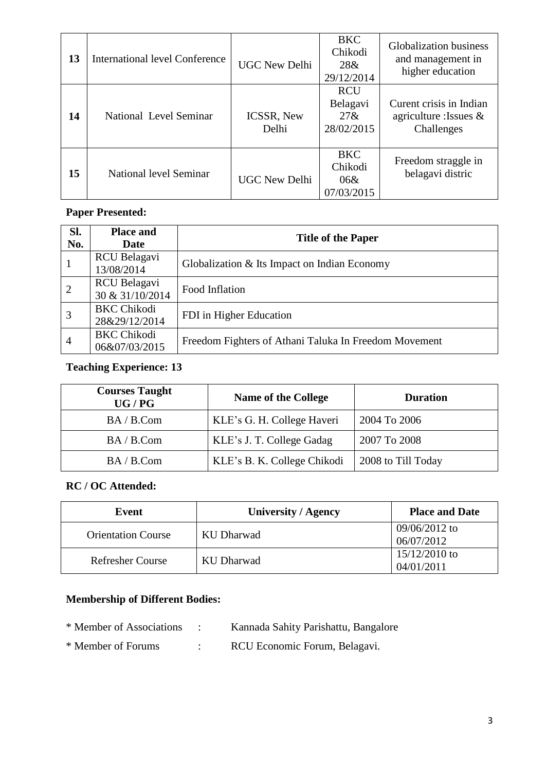| | | | | |
|---|---|---|---|---|
| 13 | International level Conference | UGC New Delhi | BKC Chikodi 28& 29/12/2014 | Globalization business and management in higher education |
| 14 | National Level Seminar | ICSSR, New Delhi | RCU Belagavi 27& 28/02/2015 | Curent crisis in Indian agriculture :Issues & Challenges |
| 15 | National level Seminar | UGC New Delhi | BKC Chikodi 06& 07/03/2015 | Freedom straggle in belagavi distric |

**Paper Presented:**

| Sl. No. | Place and Date | Title of the Paper |
|---|---|---|
| 1 | RCU Belagavi 13/08/2014 | Globalization & Its Impact on Indian Economy |
| 2 | RCU Belagavi 30 & 31/10/2014 | Food Inflation |
| 3 | BKC Chikodi 28&29/12/2014 | FDI in Higher Education |
| 4 | BKC Chikodi 06&07/03/2015 | Freedom Fighters of Athani Taluka In Freedom Movement |

**Teaching Experience: 13**

| Courses Taught UG / PG | Name of the College | Duration |
|---|---|---|
| BA / B.Com | KLE's G. H. College Haveri | 2004 To 2006 |
| BA / B.Com | KLE's J. T. College Gadag | 2007 To 2008 |
| BA / B.Com | KLE's B. K. College Chikodi | 2008 to Till Today |

**RC / OC Attended:**

| Event | University / Agency | Place and Date |
|---|---|---|
| Orientation Course | KU Dharwad | 09/06/2012 to 06/07/2012 |
| Refresher Course | KU Dharwad | 15/12/2010 to 04/01/2011 |

**Membership of Different Bodies:**

* Member of Associations : Kannada Sahity Parishattu, Bangalore
* Member of Forums : RCU Economic Forum, Belagavi.